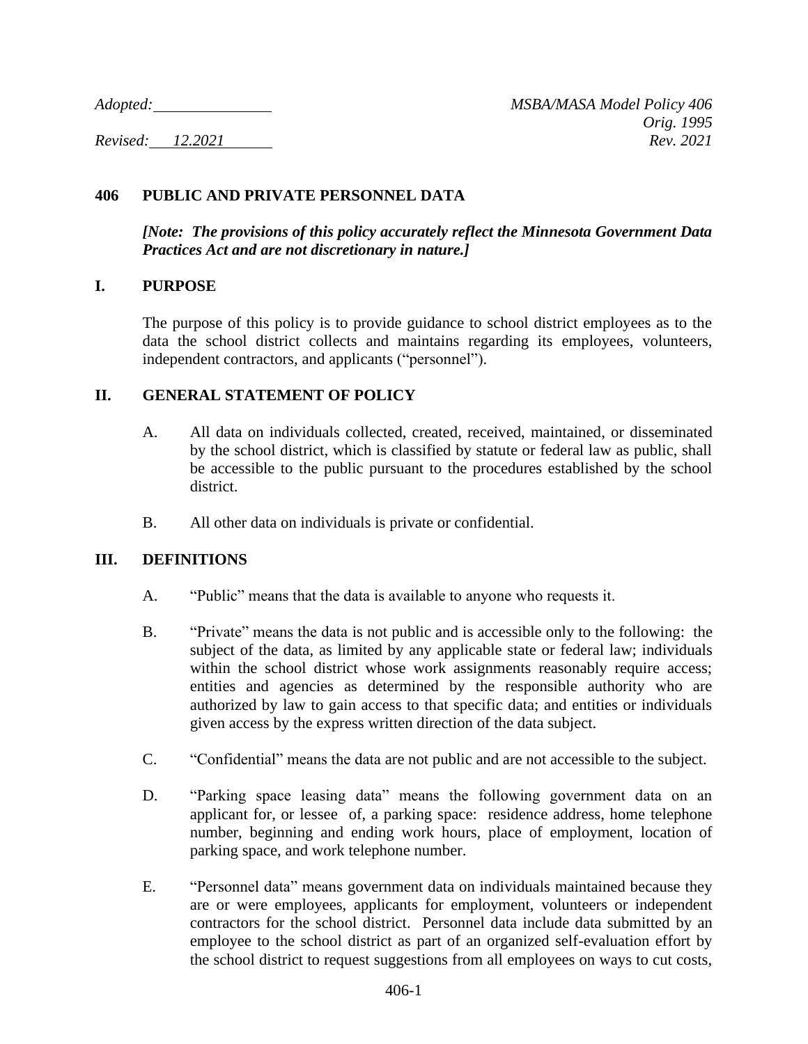*Adopted:* \_\_\_\_\_\_\_\_\_\_\_\_\_\_\_ *MSBA/MASA Model Policy 406*
*Orig. 1995*
*Revised:* *12.2021* *Rev. 2021*

## 406 PUBLIC AND PRIVATE PERSONNEL DATA

***[Note: The provisions of this policy accurately reflect the Minnesota Government Data Practices Act and are not discretionary in nature.]***

### I. PURPOSE

The purpose of this policy is to provide guidance to school district employees as to the data the school district collects and maintains regarding its employees, volunteers, independent contractors, and applicants ("personnel").

### II. GENERAL STATEMENT OF POLICY

A. All data on individuals collected, created, received, maintained, or disseminated by the school district, which is classified by statute or federal law as public, shall be accessible to the public pursuant to the procedures established by the school district.

B. All other data on individuals is private or confidential.

### III. DEFINITIONS

A. "Public" means that the data is available to anyone who requests it.

B. "Private" means the data is not public and is accessible only to the following: the subject of the data, as limited by any applicable state or federal law; individuals within the school district whose work assignments reasonably require access; entities and agencies as determined by the responsible authority who are authorized by law to gain access to that specific data; and entities or individuals given access by the express written direction of the data subject.

C. "Confidential" means the data are not public and are not accessible to the subject.

D. "Parking space leasing data" means the following government data on an applicant for, or lessee of, a parking space: residence address, home telephone number, beginning and ending work hours, place of employment, location of parking space, and work telephone number.

E. "Personnel data" means government data on individuals maintained because they are or were employees, applicants for employment, volunteers or independent contractors for the school district. Personnel data include data submitted by an employee to the school district as part of an organized self-evaluation effort by the school district to request suggestions from all employees on ways to cut costs,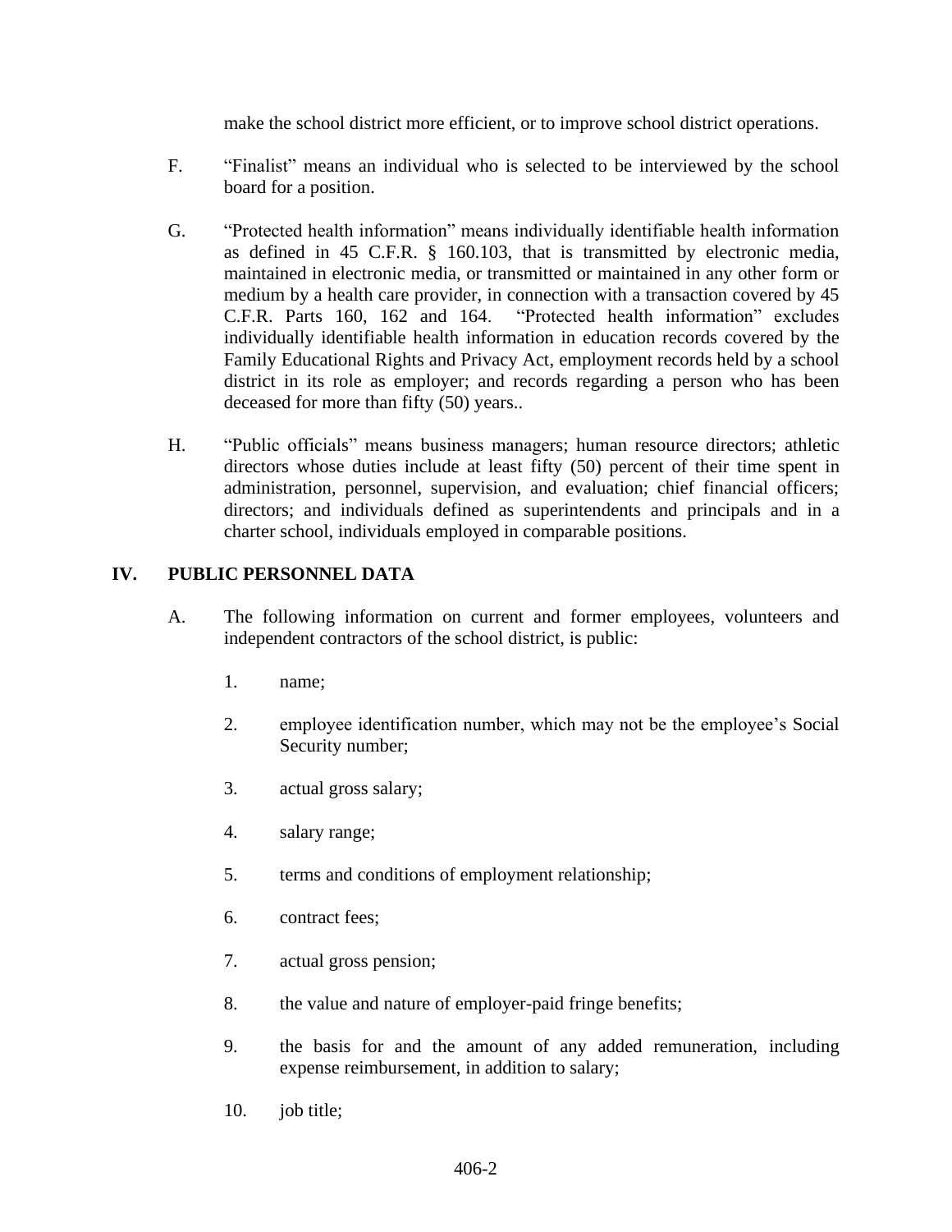make the school district more efficient, or to improve school district operations.

F. "Finalist" means an individual who is selected to be interviewed by the school board for a position.

G. "Protected health information" means individually identifiable health information as defined in 45 C.F.R. § 160.103, that is transmitted by electronic media, maintained in electronic media, or transmitted or maintained in any other form or medium by a health care provider, in connection with a transaction covered by 45 C.F.R. Parts 160, 162 and 164. "Protected health information" excludes individually identifiable health information in education records covered by the Family Educational Rights and Privacy Act, employment records held by a school district in its role as employer; and records regarding a person who has been deceased for more than fifty (50) years..

H. "Public officials" means business managers; human resource directors; athletic directors whose duties include at least fifty (50) percent of their time spent in administration, personnel, supervision, and evaluation; chief financial officers; directors; and individuals defined as superintendents and principals and in a charter school, individuals employed in comparable positions.

## IV. PUBLIC PERSONNEL DATA

A. The following information on current and former employees, volunteers and independent contractors of the school district, is public:

1. name;
2. employee identification number, which may not be the employee's Social Security number;
3. actual gross salary;
4. salary range;
5. terms and conditions of employment relationship;
6. contract fees;
7. actual gross pension;
8. the value and nature of employer-paid fringe benefits;
9. the basis for and the amount of any added remuneration, including expense reimbursement, in addition to salary;
10. job title;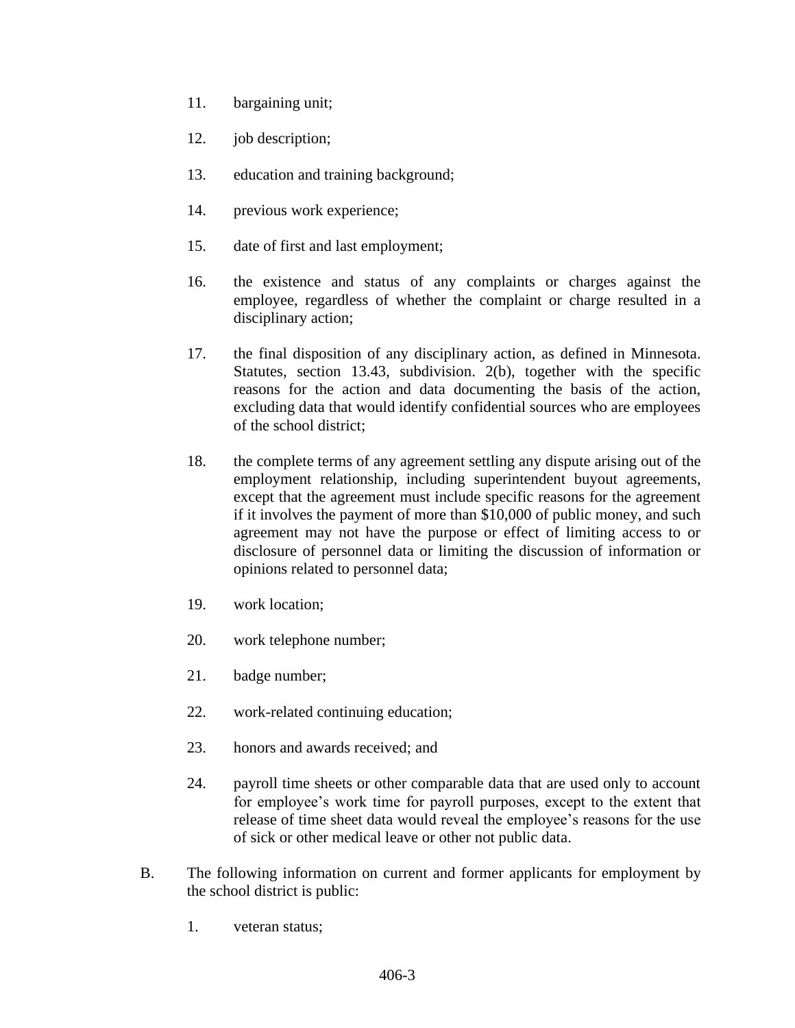11. bargaining unit;

12. job description;

13. education and training background;

14. previous work experience;

15. date of first and last employment;

16. the existence and status of any complaints or charges against the employee, regardless of whether the complaint or charge resulted in a disciplinary action;

17. the final disposition of any disciplinary action, as defined in Minnesota. Statutes, section 13.43, subdivision. 2(b), together with the specific reasons for the action and data documenting the basis of the action, excluding data that would identify confidential sources who are employees of the school district;

18. the complete terms of any agreement settling any dispute arising out of the employment relationship, including superintendent buyout agreements, except that the agreement must include specific reasons for the agreement if it involves the payment of more than $10,000 of public money, and such agreement may not have the purpose or effect of limiting access to or disclosure of personnel data or limiting the discussion of information or opinions related to personnel data;

19. work location;

20. work telephone number;

21. badge number;

22. work-related continuing education;

23. honors and awards received; and

24. payroll time sheets or other comparable data that are used only to account for employee's work time for payroll purposes, except to the extent that release of time sheet data would reveal the employee's reasons for the use of sick or other medical leave or other not public data.

B. The following information on current and former applicants for employment by the school district is public:

   1. veteran status;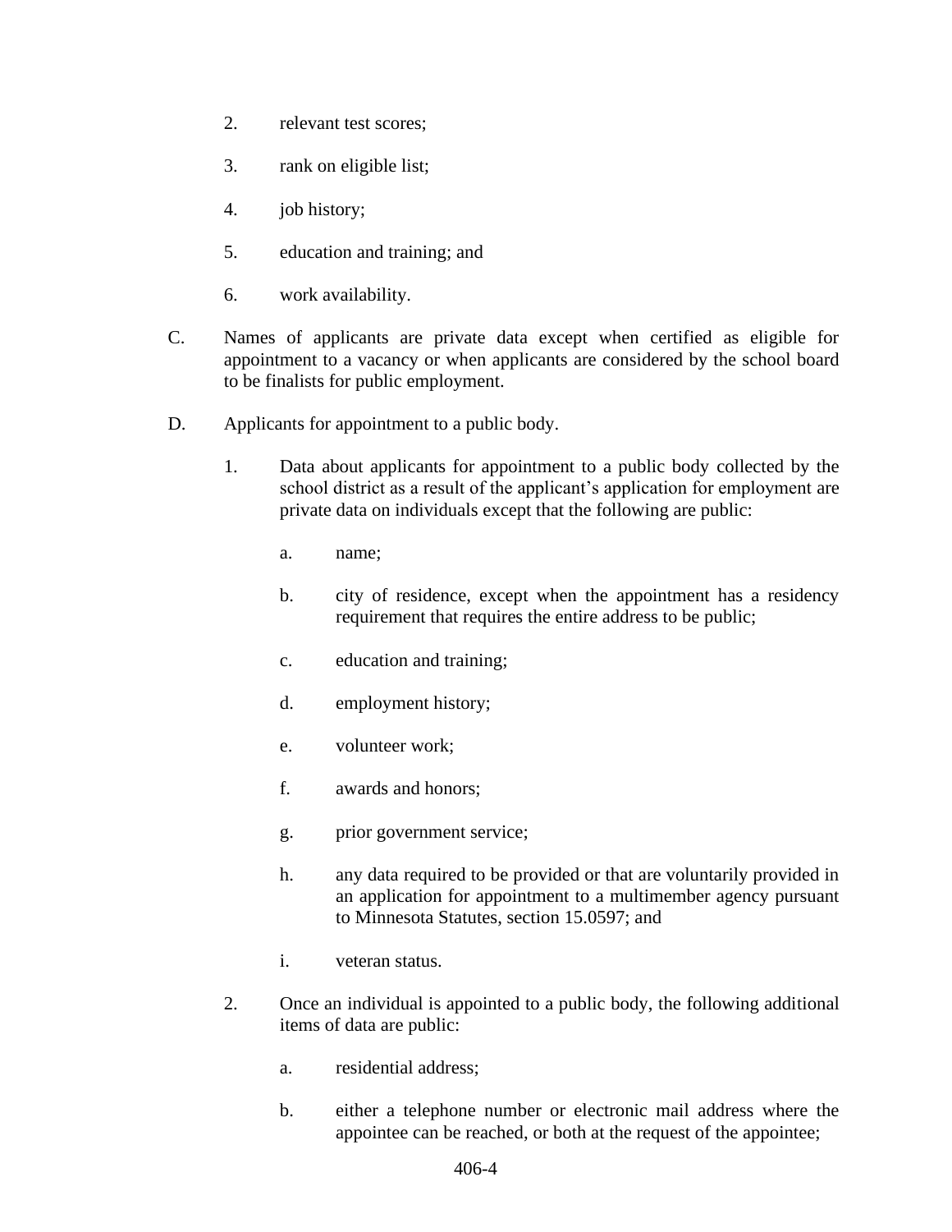2. relevant test scores;

3. rank on eligible list;

4. job history;

5. education and training; and

6. work availability.

C. Names of applicants are private data except when certified as eligible for appointment to a vacancy or when applicants are considered by the school board to be finalists for public employment.

D. Applicants for appointment to a public body.

1. Data about applicants for appointment to a public body collected by the school district as a result of the applicant's application for employment are private data on individuals except that the following are public:

   a. name;

   b. city of residence, except when the appointment has a residency requirement that requires the entire address to be public;

   c. education and training;

   d. employment history;

   e. volunteer work;

   f. awards and honors;

   g. prior government service;

   h. any data required to be provided or that are voluntarily provided in an application for appointment to a multimember agency pursuant to Minnesota Statutes, section 15.0597; and

   i. veteran status.

2. Once an individual is appointed to a public body, the following additional items of data are public:

   a. residential address;

   b. either a telephone number or electronic mail address where the appointee can be reached, or both at the request of the appointee;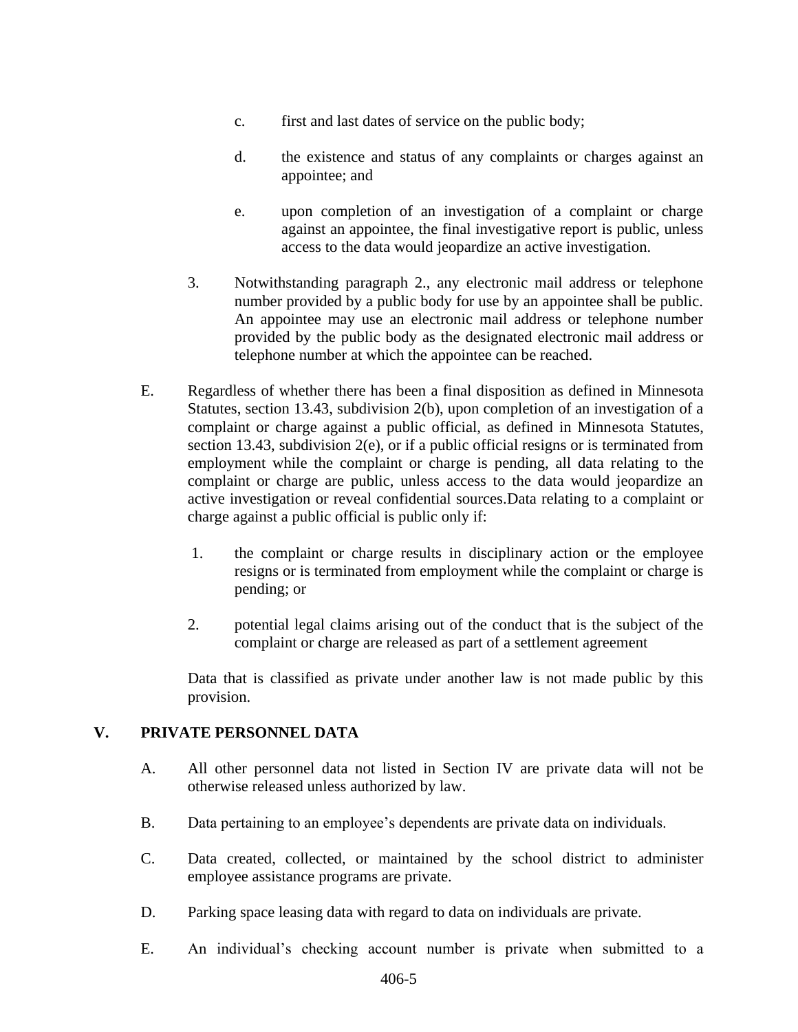c. first and last dates of service on the public body;

d. the existence and status of any complaints or charges against an appointee; and

e. upon completion of an investigation of a complaint or charge against an appointee, the final investigative report is public, unless access to the data would jeopardize an active investigation.

3. Notwithstanding paragraph 2., any electronic mail address or telephone number provided by a public body for use by an appointee shall be public. An appointee may use an electronic mail address or telephone number provided by the public body as the designated electronic mail address or telephone number at which the appointee can be reached.

E. Regardless of whether there has been a final disposition as defined in Minnesota Statutes, section 13.43, subdivision 2(b), upon completion of an investigation of a complaint or charge against a public official, as defined in Minnesota Statutes, section 13.43, subdivision 2(e), or if a public official resigns or is terminated from employment while the complaint or charge is pending, all data relating to the complaint or charge are public, unless access to the data would jeopardize an active investigation or reveal confidential sources.Data relating to a complaint or charge against a public official is public only if:

1. the complaint or charge results in disciplinary action or the employee resigns or is terminated from employment while the complaint or charge is pending; or

2. potential legal claims arising out of the conduct that is the subject of the complaint or charge are released as part of a settlement agreement

Data that is classified as private under another law is not made public by this provision.

## V. PRIVATE PERSONNEL DATA

A. All other personnel data not listed in Section IV are private data will not be otherwise released unless authorized by law.

B. Data pertaining to an employee's dependents are private data on individuals.

C. Data created, collected, or maintained by the school district to administer employee assistance programs are private.

D. Parking space leasing data with regard to data on individuals are private.

E. An individual's checking account number is private when submitted to a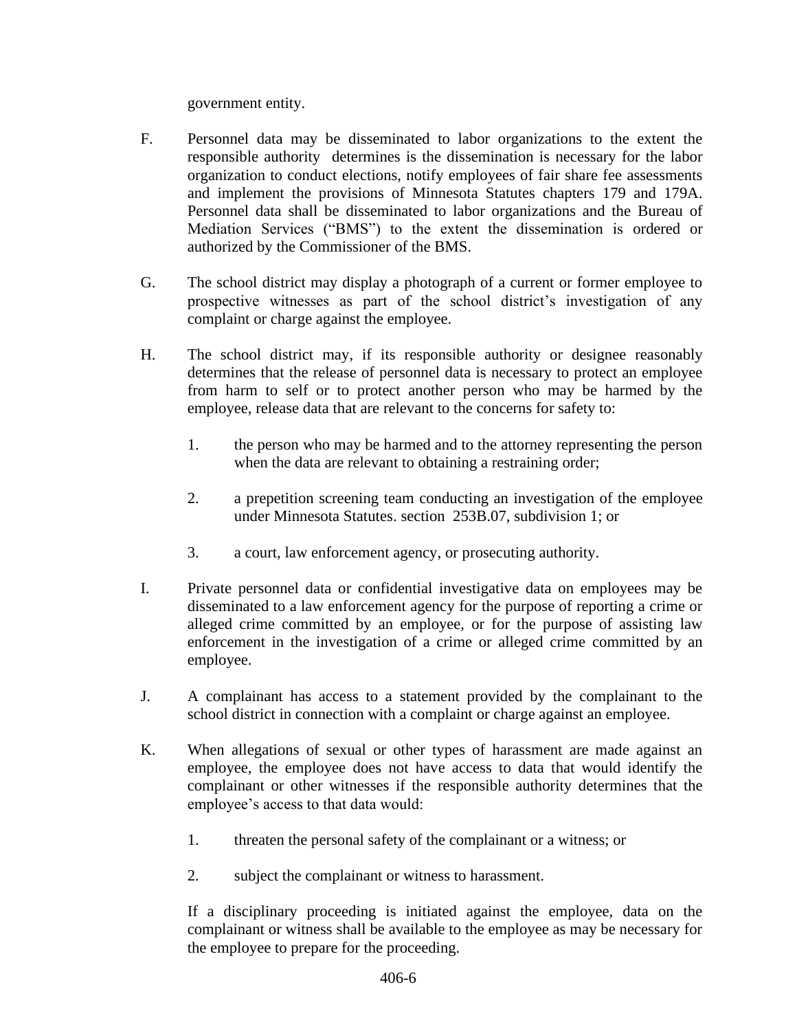government entity.

F. Personnel data may be disseminated to labor organizations to the extent the responsible authority determines is the dissemination is necessary for the labor organization to conduct elections, notify employees of fair share fee assessments and implement the provisions of Minnesota Statutes chapters 179 and 179A. Personnel data shall be disseminated to labor organizations and the Bureau of Mediation Services ("BMS") to the extent the dissemination is ordered or authorized by the Commissioner of the BMS.

G. The school district may display a photograph of a current or former employee to prospective witnesses as part of the school district's investigation of any complaint or charge against the employee.

H. The school district may, if its responsible authority or designee reasonably determines that the release of personnel data is necessary to protect an employee from harm to self or to protect another person who may be harmed by the employee, release data that are relevant to the concerns for safety to:

   1. the person who may be harmed and to the attorney representing the person when the data are relevant to obtaining a restraining order;

   2. a prepetition screening team conducting an investigation of the employee under Minnesota Statutes. section 253B.07, subdivision 1; or

   3. a court, law enforcement agency, or prosecuting authority.

I. Private personnel data or confidential investigative data on employees may be disseminated to a law enforcement agency for the purpose of reporting a crime or alleged crime committed by an employee, or for the purpose of assisting law enforcement in the investigation of a crime or alleged crime committed by an employee.

J. A complainant has access to a statement provided by the complainant to the school district in connection with a complaint or charge against an employee.

K. When allegations of sexual or other types of harassment are made against an employee, the employee does not have access to data that would identify the complainant or other witnesses if the responsible authority determines that the employee's access to that data would:

   1. threaten the personal safety of the complainant or a witness; or

   2. subject the complainant or witness to harassment.

   If a disciplinary proceeding is initiated against the employee, data on the complainant or witness shall be available to the employee as may be necessary for the employee to prepare for the proceeding.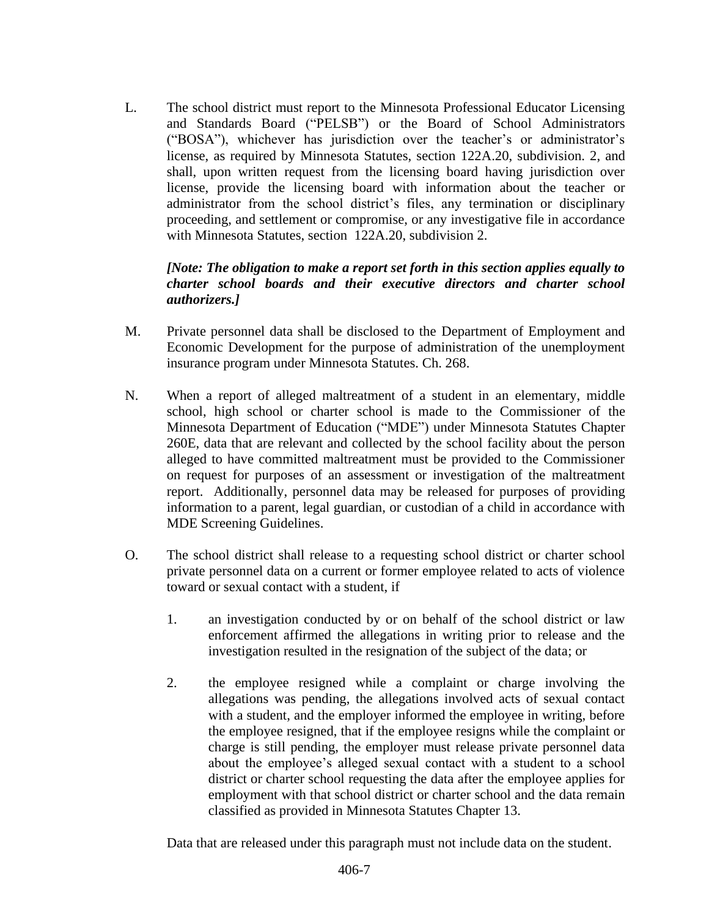L. The school district must report to the Minnesota Professional Educator Licensing and Standards Board ("PELSB") or the Board of School Administrators ("BOSA"), whichever has jurisdiction over the teacher's or administrator's license, as required by Minnesota Statutes, section 122A.20, subdivision. 2, and shall, upon written request from the licensing board having jurisdiction over license, provide the licensing board with information about the teacher or administrator from the school district's files, any termination or disciplinary proceeding, and settlement or compromise, or any investigative file in accordance with Minnesota Statutes, section 122A.20, subdivision 2.

   ***[Note: The obligation to make a report set forth in this section applies equally to charter school boards and their executive directors and charter school authorizers.]***

M. Private personnel data shall be disclosed to the Department of Employment and Economic Development for the purpose of administration of the unemployment insurance program under Minnesota Statutes. Ch. 268.

N. When a report of alleged maltreatment of a student in an elementary, middle school, high school or charter school is made to the Commissioner of the Minnesota Department of Education ("MDE") under Minnesota Statutes Chapter 260E, data that are relevant and collected by the school facility about the person alleged to have committed maltreatment must be provided to the Commissioner on request for purposes of an assessment or investigation of the maltreatment report. Additionally, personnel data may be released for purposes of providing information to a parent, legal guardian, or custodian of a child in accordance with MDE Screening Guidelines.

O. The school district shall release to a requesting school district or charter school private personnel data on a current or former employee related to acts of violence toward or sexual contact with a student, if

   1. an investigation conducted by or on behalf of the school district or law enforcement affirmed the allegations in writing prior to release and the investigation resulted in the resignation of the subject of the data; or

   2. the employee resigned while a complaint or charge involving the allegations was pending, the allegations involved acts of sexual contact with a student, and the employer informed the employee in writing, before the employee resigned, that if the employee resigns while the complaint or charge is still pending, the employer must release private personnel data about the employee's alleged sexual contact with a student to a school district or charter school requesting the data after the employee applies for employment with that school district or charter school and the data remain classified as provided in Minnesota Statutes Chapter 13.

   Data that are released under this paragraph must not include data on the student.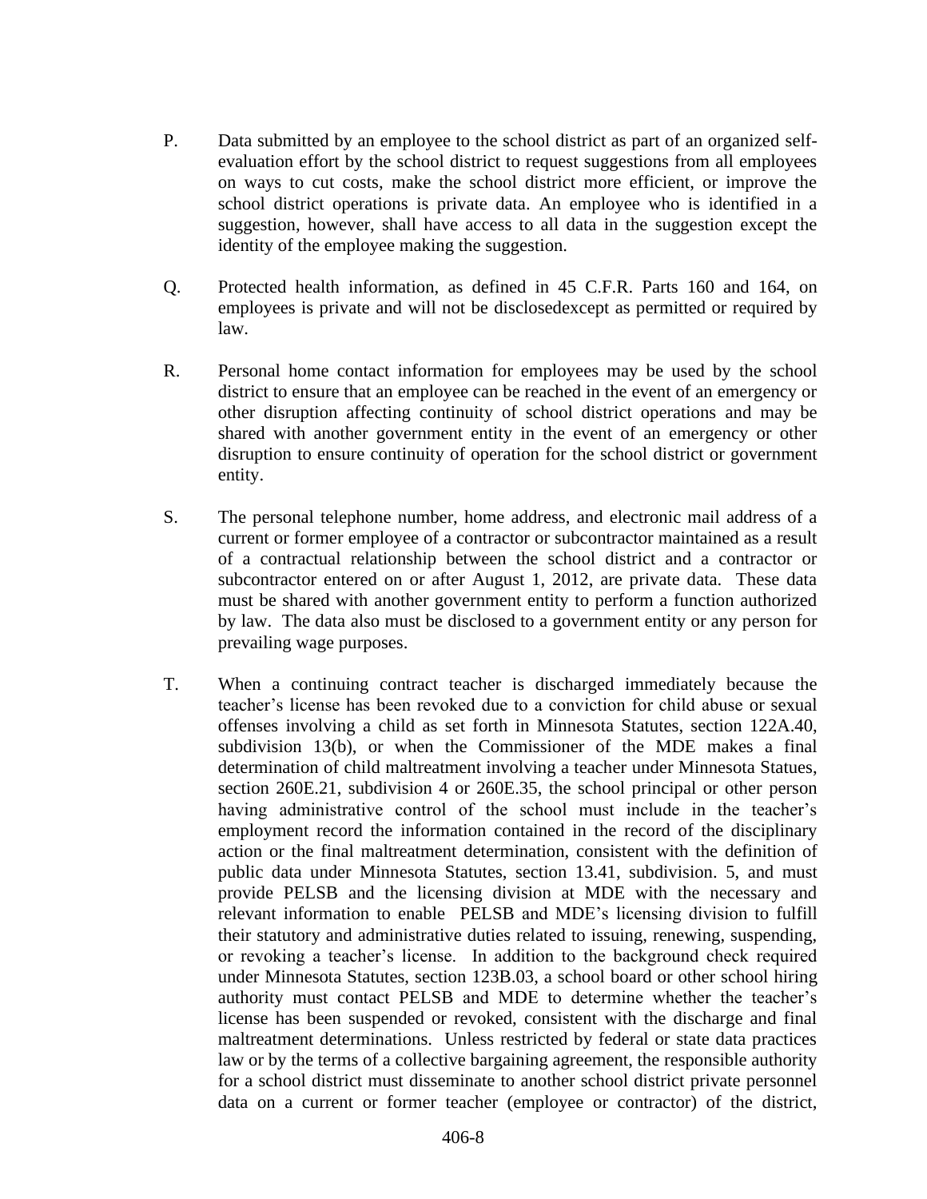P. Data submitted by an employee to the school district as part of an organized self-evaluation effort by the school district to request suggestions from all employees on ways to cut costs, make the school district more efficient, or improve the school district operations is private data. An employee who is identified in a suggestion, however, shall have access to all data in the suggestion except the identity of the employee making the suggestion.

Q. Protected health information, as defined in 45 C.F.R. Parts 160 and 164, on employees is private and will not be disclosedexcept as permitted or required by law.

R. Personal home contact information for employees may be used by the school district to ensure that an employee can be reached in the event of an emergency or other disruption affecting continuity of school district operations and may be shared with another government entity in the event of an emergency or other disruption to ensure continuity of operation for the school district or government entity.

S. The personal telephone number, home address, and electronic mail address of a current or former employee of a contractor or subcontractor maintained as a result of a contractual relationship between the school district and a contractor or subcontractor entered on or after August 1, 2012, are private data. These data must be shared with another government entity to perform a function authorized by law. The data also must be disclosed to a government entity or any person for prevailing wage purposes.

T. When a continuing contract teacher is discharged immediately because the teacher's license has been revoked due to a conviction for child abuse or sexual offenses involving a child as set forth in Minnesota Statutes, section 122A.40, subdivision 13(b), or when the Commissioner of the MDE makes a final determination of child maltreatment involving a teacher under Minnesota Statues, section 260E.21, subdivision 4 or 260E.35, the school principal or other person having administrative control of the school must include in the teacher's employment record the information contained in the record of the disciplinary action or the final maltreatment determination, consistent with the definition of public data under Minnesota Statutes, section 13.41, subdivision. 5, and must provide PELSB and the licensing division at MDE with the necessary and relevant information to enable PELSB and MDE's licensing division to fulfill their statutory and administrative duties related to issuing, renewing, suspending, or revoking a teacher's license. In addition to the background check required under Minnesota Statutes, section 123B.03, a school board or other school hiring authority must contact PELSB and MDE to determine whether the teacher's license has been suspended or revoked, consistent with the discharge and final maltreatment determinations. Unless restricted by federal or state data practices law or by the terms of a collective bargaining agreement, the responsible authority for a school district must disseminate to another school district private personnel data on a current or former teacher (employee or contractor) of the district,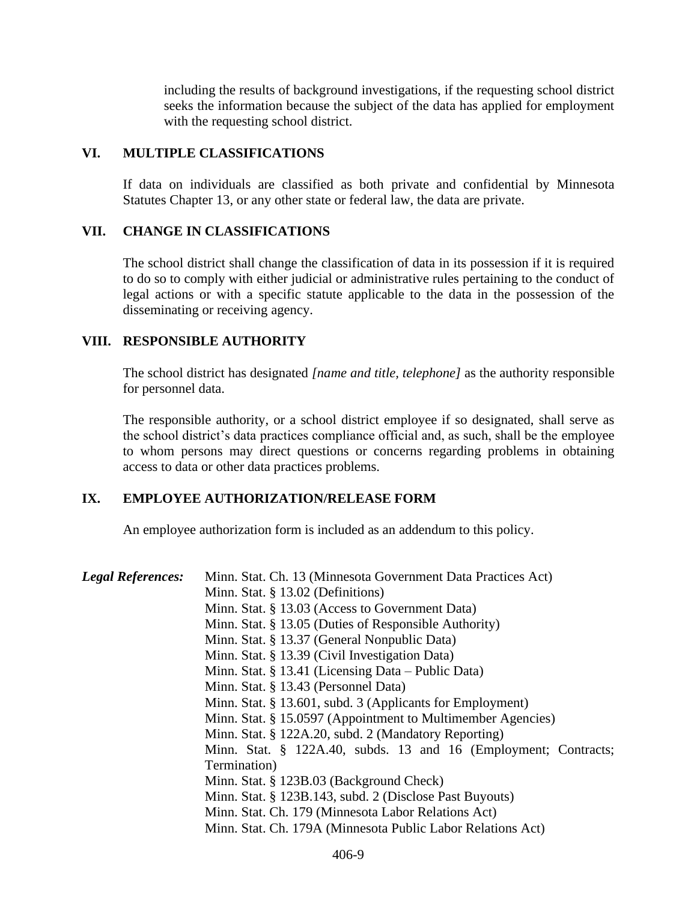including the results of background investigations, if the requesting school district seeks the information because the subject of the data has applied for employment with the requesting school district.

## VI. MULTIPLE CLASSIFICATIONS

If data on individuals are classified as both private and confidential by Minnesota Statutes Chapter 13, or any other state or federal law, the data are private.

## VII. CHANGE IN CLASSIFICATIONS

The school district shall change the classification of data in its possession if it is required to do so to comply with either judicial or administrative rules pertaining to the conduct of legal actions or with a specific statute applicable to the data in the possession of the disseminating or receiving agency.

## VIII. RESPONSIBLE AUTHORITY

The school district has designated *[name and title, telephone]* as the authority responsible for personnel data.

The responsible authority, or a school district employee if so designated, shall serve as the school district's data practices compliance official and, as such, shall be the employee to whom persons may direct questions or concerns regarding problems in obtaining access to data or other data practices problems.

## IX. EMPLOYEE AUTHORIZATION/RELEASE FORM

An employee authorization form is included as an addendum to this policy.

***Legal References:***

Minn. Stat. Ch. 13 (Minnesota Government Data Practices Act)
Minn. Stat. § 13.02 (Definitions)
Minn. Stat. § 13.03 (Access to Government Data)
Minn. Stat. § 13.05 (Duties of Responsible Authority)
Minn. Stat. § 13.37 (General Nonpublic Data)
Minn. Stat. § 13.39 (Civil Investigation Data)
Minn. Stat. § 13.41 (Licensing Data – Public Data)
Minn. Stat. § 13.43 (Personnel Data)
Minn. Stat. § 13.601, subd. 3 (Applicants for Employment)
Minn. Stat. § 15.0597 (Appointment to Multimember Agencies)
Minn. Stat. § 122A.20, subd. 2 (Mandatory Reporting)
Minn. Stat. § 122A.40, subds. 13 and 16 (Employment; Contracts; Termination)
Minn. Stat. § 123B.03 (Background Check)
Minn. Stat. § 123B.143, subd. 2 (Disclose Past Buyouts)
Minn. Stat. Ch. 179 (Minnesota Labor Relations Act)
Minn. Stat. Ch. 179A (Minnesota Public Labor Relations Act)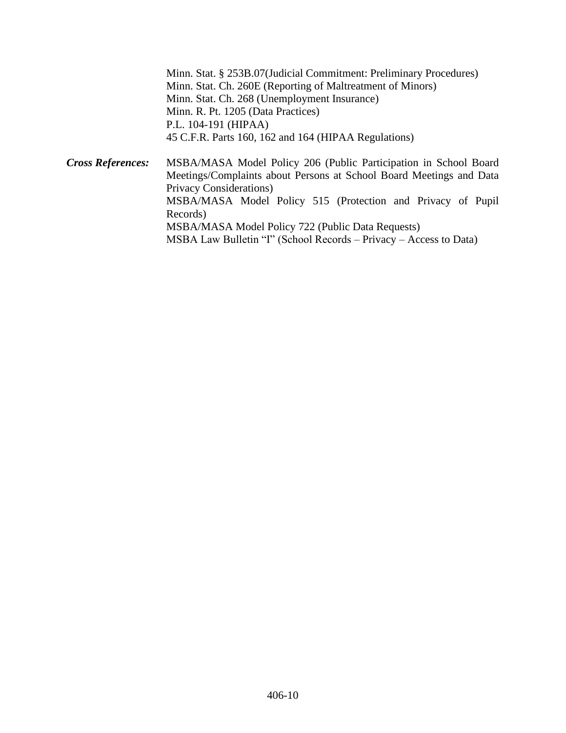Minn. Stat. § 253B.07(Judicial Commitment: Preliminary Procedures)
Minn. Stat. Ch. 260E (Reporting of Maltreatment of Minors)
Minn. Stat. Ch. 268 (Unemployment Insurance)
Minn. R. Pt. 1205 (Data Practices)
P.L. 104-191 (HIPAA)
45 C.F.R. Parts 160, 162 and 164 (HIPAA Regulations)

***Cross References:*** MSBA/MASA Model Policy 206 (Public Participation in School Board Meetings/Complaints about Persons at School Board Meetings and Data Privacy Considerations)
MSBA/MASA Model Policy 515 (Protection and Privacy of Pupil Records)
MSBA/MASA Model Policy 722 (Public Data Requests)
MSBA Law Bulletin "I" (School Records – Privacy – Access to Data)